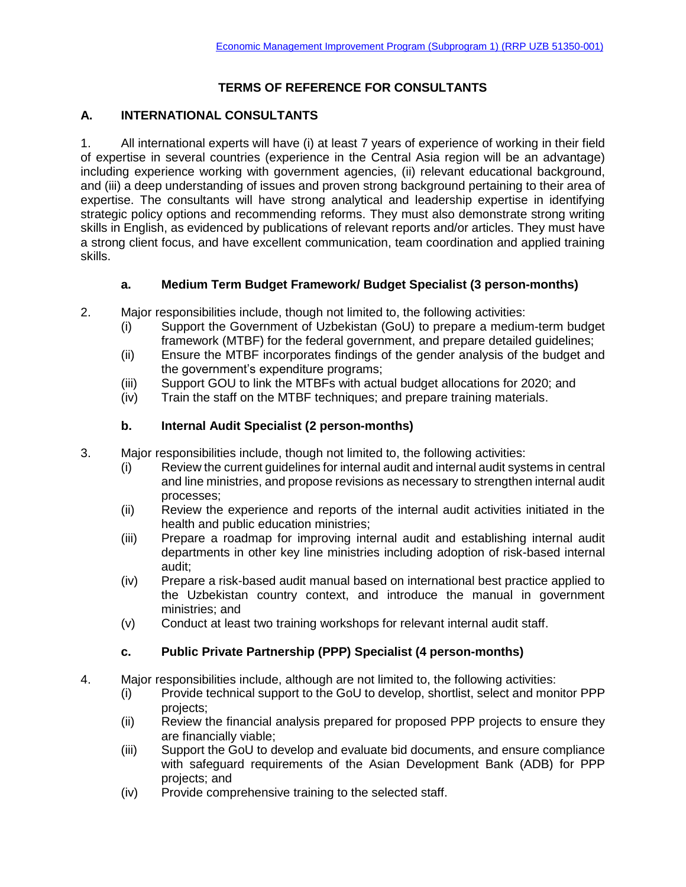**TERMS OF REFERENCE FOR CONSULTANTS**

## A. INTERNATIONAL CONSULTANTS

1. All international experts will have (i) at least 7 years of experience of working in their field of expertise in several countries (experience in the Central Asia region will be an advantage) including experience working with government agencies, (ii) relevant educational background, and (iii) a deep understanding of issues and proven strong background pertaining to their area of expertise. The consultants will have strong analytical and leadership expertise in identifying strategic policy options and recommending reforms. They must also demonstrate strong writing skills in English, as evidenced by publications of relevant reports and/or articles. They must have a strong client focus, and have excellent communication, team coordination and applied training skills.

### a. Medium Term Budget Framework/ Budget Specialist (3 person-months)

2. Major responsibilities include, though not limited to, the following activities:
   - (i) Support the Government of Uzbekistan (GoU) to prepare a medium-term budget framework (MTBF) for the federal government, and prepare detailed guidelines;
   - (ii) Ensure the MTBF incorporates findings of the gender analysis of the budget and the government's expenditure programs;
   - (iii) Support GOU to link the MTBFs with actual budget allocations for 2020; and
   - (iv) Train the staff on the MTBF techniques; and prepare training materials.

### b. Internal Audit Specialist (2 person-months)

3. Major responsibilities include, though not limited to, the following activities:
   - (i) Review the current guidelines for internal audit and internal audit systems in central and line ministries, and propose revisions as necessary to strengthen internal audit processes;
   - (ii) Review the experience and reports of the internal audit activities initiated in the health and public education ministries;
   - (iii) Prepare a roadmap for improving internal audit and establishing internal audit departments in other key line ministries including adoption of risk-based internal audit;
   - (iv) Prepare a risk-based audit manual based on international best practice applied to the Uzbekistan country context, and introduce the manual in government ministries; and
   - (v) Conduct at least two training workshops for relevant internal audit staff.

### c. Public Private Partnership (PPP) Specialist (4 person-months)

4. Major responsibilities include, although are not limited to, the following activities:
   - (i) Provide technical support to the GoU to develop, shortlist, select and monitor PPP projects;
   - (ii) Review the financial analysis prepared for proposed PPP projects to ensure they are financially viable;
   - (iii) Support the GoU to develop and evaluate bid documents, and ensure compliance with safeguard requirements of the Asian Development Bank (ADB) for PPP projects; and
   - (iv) Provide comprehensive training to the selected staff.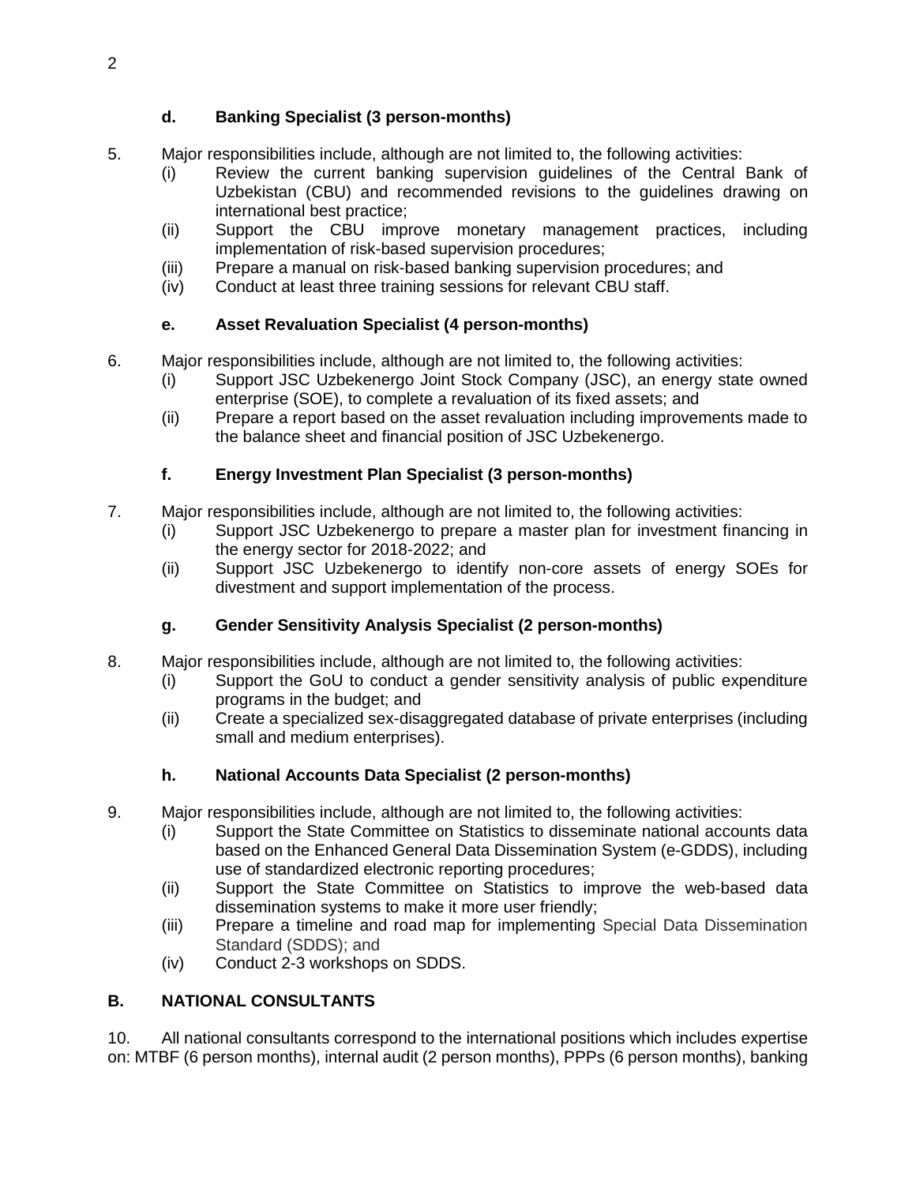### d. Banking Specialist (3 person-months)

5. Major responsibilities include, although are not limited to, the following activities:
   - (i) Review the current banking supervision guidelines of the Central Bank of Uzbekistan (CBU) and recommended revisions to the guidelines drawing on international best practice;
   - (ii) Support the CBU improve monetary management practices, including implementation of risk-based supervision procedures;
   - (iii) Prepare a manual on risk-based banking supervision procedures; and
   - (iv) Conduct at least three training sessions for relevant CBU staff.

### e. Asset Revaluation Specialist (4 person-months)

6. Major responsibilities include, although are not limited to, the following activities:
   - (i) Support JSC Uzbekenergo Joint Stock Company (JSC), an energy state owned enterprise (SOE), to complete a revaluation of its fixed assets; and
   - (ii) Prepare a report based on the asset revaluation including improvements made to the balance sheet and financial position of JSC Uzbekenergo.

### f. Energy Investment Plan Specialist (3 person-months)

7. Major responsibilities include, although are not limited to, the following activities:
   - (i) Support JSC Uzbekenergo to prepare a master plan for investment financing in the energy sector for 2018-2022; and
   - (ii) Support JSC Uzbekenergo to identify non-core assets of energy SOEs for divestment and support implementation of the process.

### g. Gender Sensitivity Analysis Specialist (2 person-months)

8. Major responsibilities include, although are not limited to, the following activities:
   - (i) Support the GoU to conduct a gender sensitivity analysis of public expenditure programs in the budget; and
   - (ii) Create a specialized sex-disaggregated database of private enterprises (including small and medium enterprises).

### h. National Accounts Data Specialist (2 person-months)

9. Major responsibilities include, although are not limited to, the following activities:
   - (i) Support the State Committee on Statistics to disseminate national accounts data based on the Enhanced General Data Dissemination System (e-GDDS), including use of standardized electronic reporting procedures;
   - (ii) Support the State Committee on Statistics to improve the web-based data dissemination systems to make it more user friendly;
   - (iii) Prepare a timeline and road map for implementing Special Data Dissemination Standard (SDDS); and
   - (iv) Conduct 2-3 workshops on SDDS.

## B. NATIONAL CONSULTANTS

10. All national consultants correspond to the international positions which includes expertise on: MTBF (6 person months), internal audit (2 person months), PPPs (6 person months), banking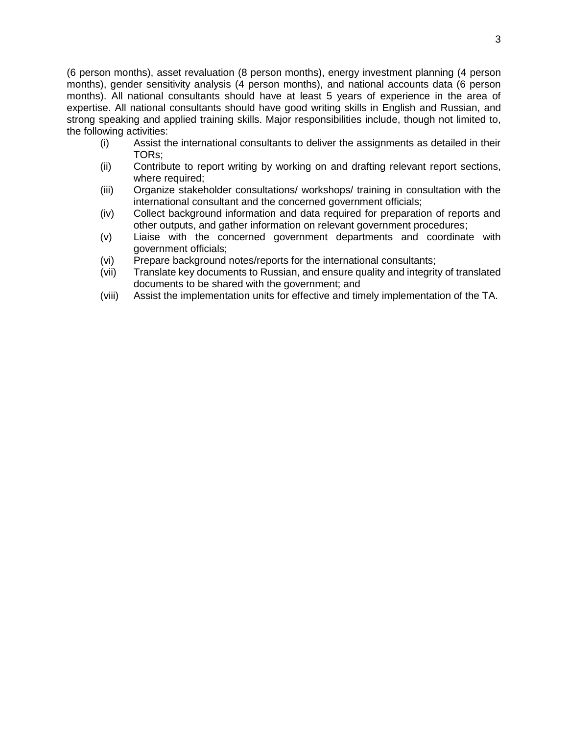(6 person months), asset revaluation (8 person months), energy investment planning (4 person months), gender sensitivity analysis (4 person months), and national accounts data (6 person months). All national consultants should have at least 5 years of experience in the area of expertise. All national consultants should have good writing skills in English and Russian, and strong speaking and applied training skills. Major responsibilities include, though not limited to, the following activities:

(i) Assist the international consultants to deliver the assignments as detailed in their TORs;

(ii) Contribute to report writing by working on and drafting relevant report sections, where required;

(iii) Organize stakeholder consultations/ workshops/ training in consultation with the international consultant and the concerned government officials;

(iv) Collect background information and data required for preparation of reports and other outputs, and gather information on relevant government procedures;

(v) Liaise with the concerned government departments and coordinate with government officials;

(vi) Prepare background notes/reports for the international consultants;

(vii) Translate key documents to Russian, and ensure quality and integrity of translated documents to be shared with the government; and

(viii) Assist the implementation units for effective and timely implementation of the TA.